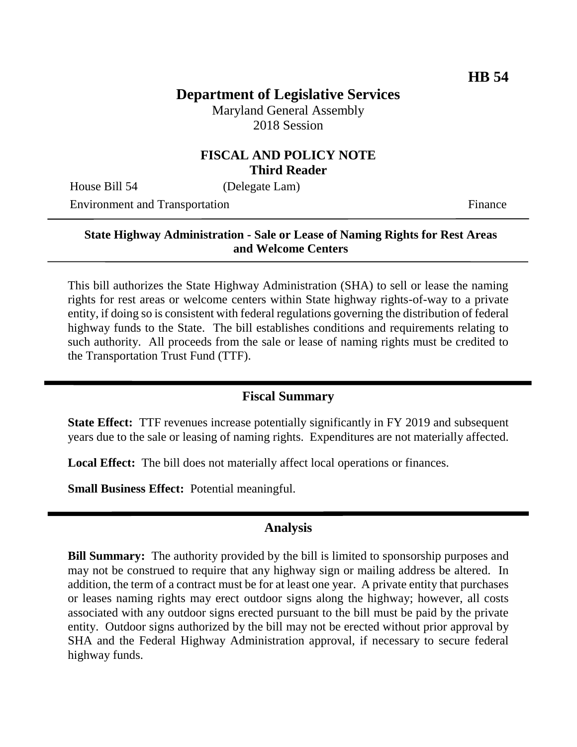**HB 54**

# Department of Legislative Services

Maryland General Assembly
2018 Session

## FISCAL AND POLICY NOTE
**Third Reader**

House Bill 54 (Delegate Lam)

Environment and Transportation Finance

---

**State Highway Administration - Sale or Lease of Naming Rights for Rest Areas and Welcome Centers**

---

This bill authorizes the State Highway Administration (SHA) to sell or lease the naming rights for rest areas or welcome centers within State highway rights-of-way to a private entity, if doing so is consistent with federal regulations governing the distribution of federal highway funds to the State. The bill establishes conditions and requirements relating to such authority. All proceeds from the sale or lease of naming rights must be credited to the Transportation Trust Fund (TTF).

---

## Fiscal Summary

**State Effect:** TTF revenues increase potentially significantly in FY 2019 and subsequent years due to the sale or leasing of naming rights. Expenditures are not materially affected.

**Local Effect:** The bill does not materially affect local operations or finances.

**Small Business Effect:** Potential meaningful.

---

## Analysis

**Bill Summary:** The authority provided by the bill is limited to sponsorship purposes and may not be construed to require that any highway sign or mailing address be altered. In addition, the term of a contract must be for at least one year. A private entity that purchases or leases naming rights may erect outdoor signs along the highway; however, all costs associated with any outdoor signs erected pursuant to the bill must be paid by the private entity. Outdoor signs authorized by the bill may not be erected without prior approval by SHA and the Federal Highway Administration approval, if necessary to secure federal highway funds.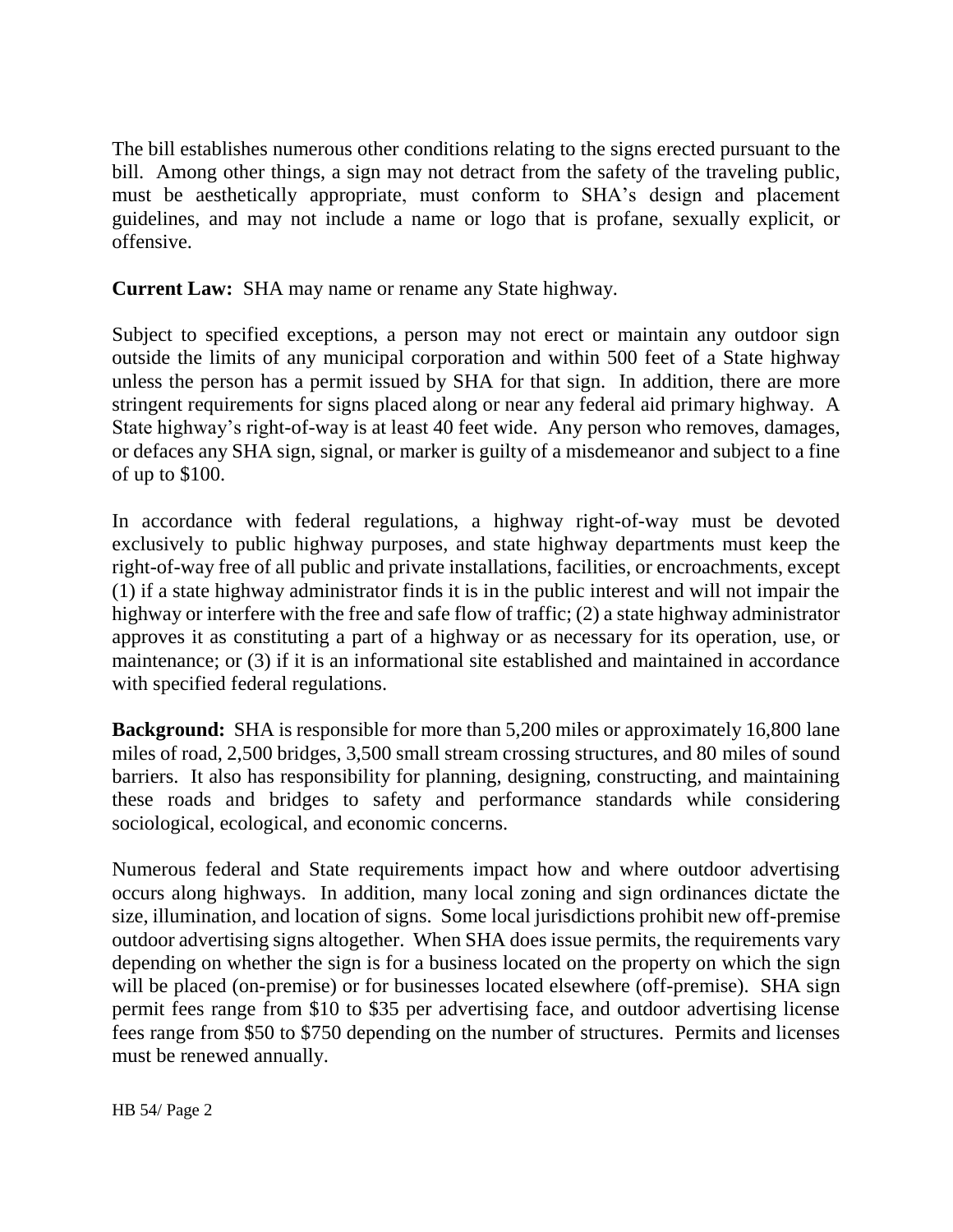The bill establishes numerous other conditions relating to the signs erected pursuant to the bill. Among other things, a sign may not detract from the safety of the traveling public, must be aesthetically appropriate, must conform to SHA's design and placement guidelines, and may not include a name or logo that is profane, sexually explicit, or offensive.

**Current Law:** SHA may name or rename any State highway.

Subject to specified exceptions, a person may not erect or maintain any outdoor sign outside the limits of any municipal corporation and within 500 feet of a State highway unless the person has a permit issued by SHA for that sign. In addition, there are more stringent requirements for signs placed along or near any federal aid primary highway. A State highway's right-of-way is at least 40 feet wide. Any person who removes, damages, or defaces any SHA sign, signal, or marker is guilty of a misdemeanor and subject to a fine of up to $100.

In accordance with federal regulations, a highway right-of-way must be devoted exclusively to public highway purposes, and state highway departments must keep the right-of-way free of all public and private installations, facilities, or encroachments, except (1) if a state highway administrator finds it is in the public interest and will not impair the highway or interfere with the free and safe flow of traffic; (2) a state highway administrator approves it as constituting a part of a highway or as necessary for its operation, use, or maintenance; or (3) if it is an informational site established and maintained in accordance with specified federal regulations.

**Background:** SHA is responsible for more than 5,200 miles or approximately 16,800 lane miles of road, 2,500 bridges, 3,500 small stream crossing structures, and 80 miles of sound barriers. It also has responsibility for planning, designing, constructing, and maintaining these roads and bridges to safety and performance standards while considering sociological, ecological, and economic concerns.

Numerous federal and State requirements impact how and where outdoor advertising occurs along highways. In addition, many local zoning and sign ordinances dictate the size, illumination, and location of signs. Some local jurisdictions prohibit new off-premise outdoor advertising signs altogether. When SHA does issue permits, the requirements vary depending on whether the sign is for a business located on the property on which the sign will be placed (on-premise) or for businesses located elsewhere (off-premise). SHA sign permit fees range from $10 to $35 per advertising face, and outdoor advertising license fees range from $50 to $750 depending on the number of structures. Permits and licenses must be renewed annually.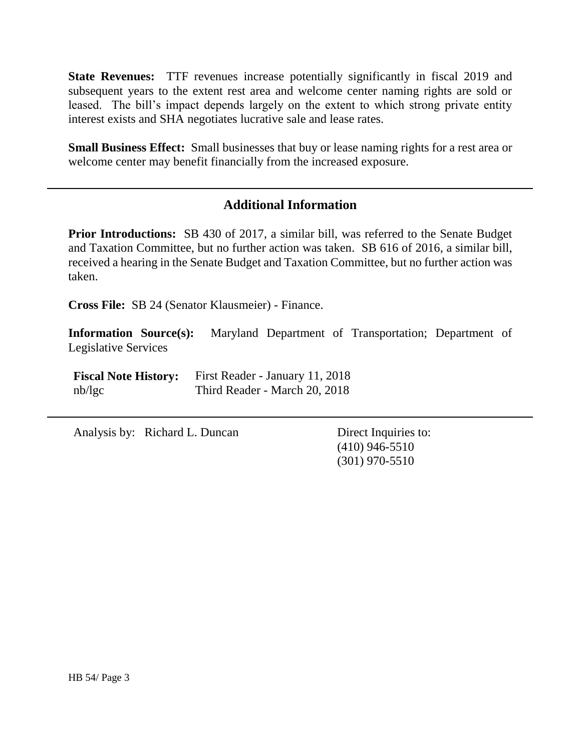**State Revenues:** TTF revenues increase potentially significantly in fiscal 2019 and subsequent years to the extent rest area and welcome center naming rights are sold or leased. The bill's impact depends largely on the extent to which strong private entity interest exists and SHA negotiates lucrative sale and lease rates.

**Small Business Effect:** Small businesses that buy or lease naming rights for a rest area or welcome center may benefit financially from the increased exposure.

---

## Additional Information

**Prior Introductions:** SB 430 of 2017, a similar bill, was referred to the Senate Budget and Taxation Committee, but no further action was taken. SB 616 of 2016, a similar bill, received a hearing in the Senate Budget and Taxation Committee, but no further action was taken.

**Cross File:** SB 24 (Senator Klausmeier) - Finance.

**Information Source(s):** Maryland Department of Transportation; Department of Legislative Services

| | |
|---|---|
| **Fiscal Note History:** | First Reader - January 11, 2018 |
| nb/lgc | Third Reader - March 20, 2018 |

---

Analysis by: Richard L. Duncan

Direct Inquiries to:
(410) 946-5510
(301) 970-5510